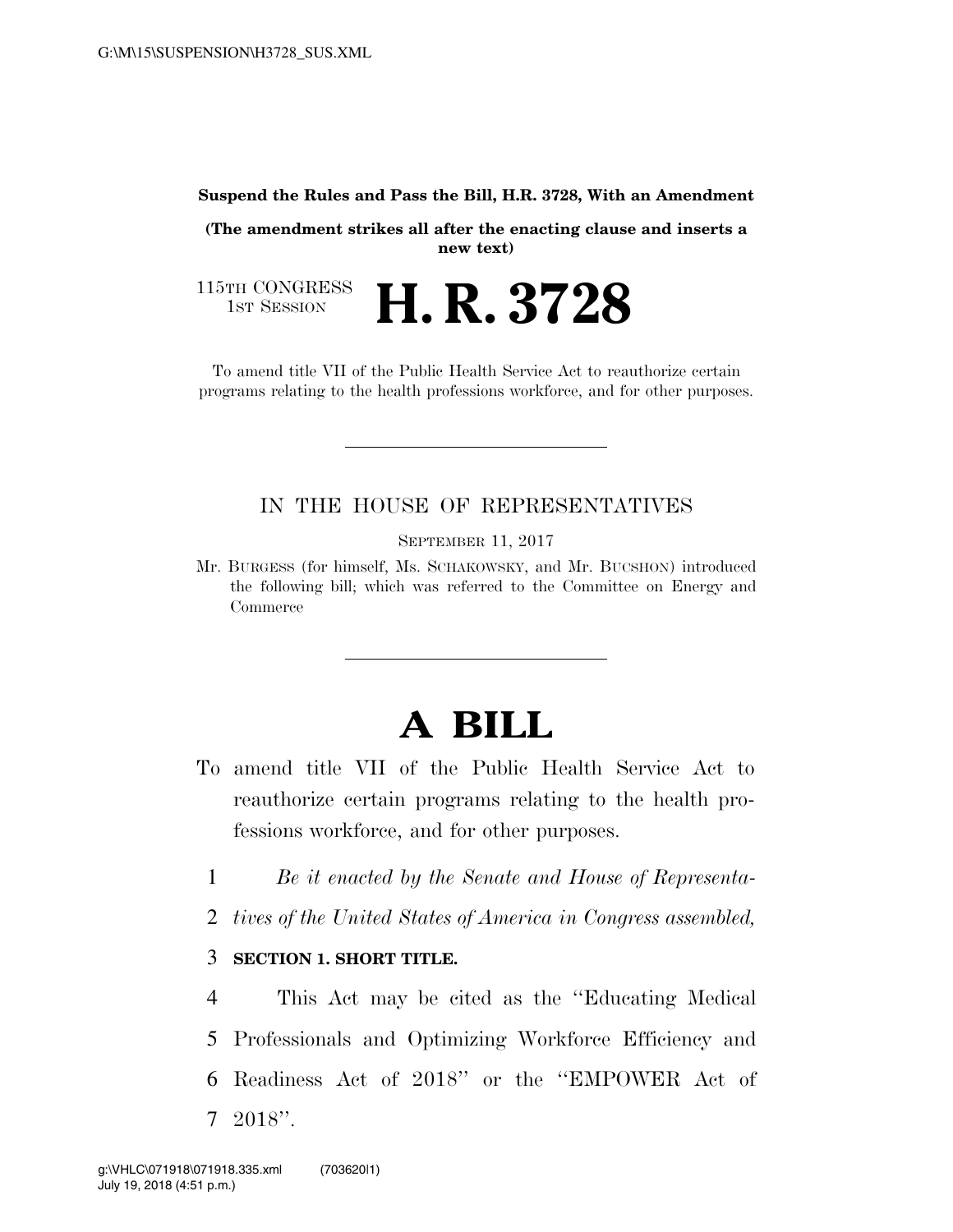**Suspend the Rules and Pass the Bill, H.R. 3728, With an Amendment**

**(The amendment strikes all after the enacting clause and inserts a new text)**

115TH CONGRESS
1ST SESSION

# H. R. 3728

To amend title VII of the Public Health Service Act to reauthorize certain programs relating to the health professions workforce, and for other purposes.

---

IN THE HOUSE OF REPRESENTATIVES

SEPTEMBER 11, 2017

Mr. BURGESS (for himself, Ms. SCHAKOWSKY, and Mr. BUCSHON) introduced the following bill; which was referred to the Committee on Energy and Commerce

---

# A BILL

To amend title VII of the Public Health Service Act to reauthorize certain programs relating to the health professions workforce, and for other purposes.

1 *Be it enacted by the Senate and House of Representa-*
2 *tives of the United States of America in Congress assembled,*

3 **SECTION 1. SHORT TITLE.**

4 This Act may be cited as the ''Educating Medical
5 Professionals and Optimizing Workforce Efficiency and
6 Readiness Act of 2018'' or the ''EMPOWER Act of
7 2018''.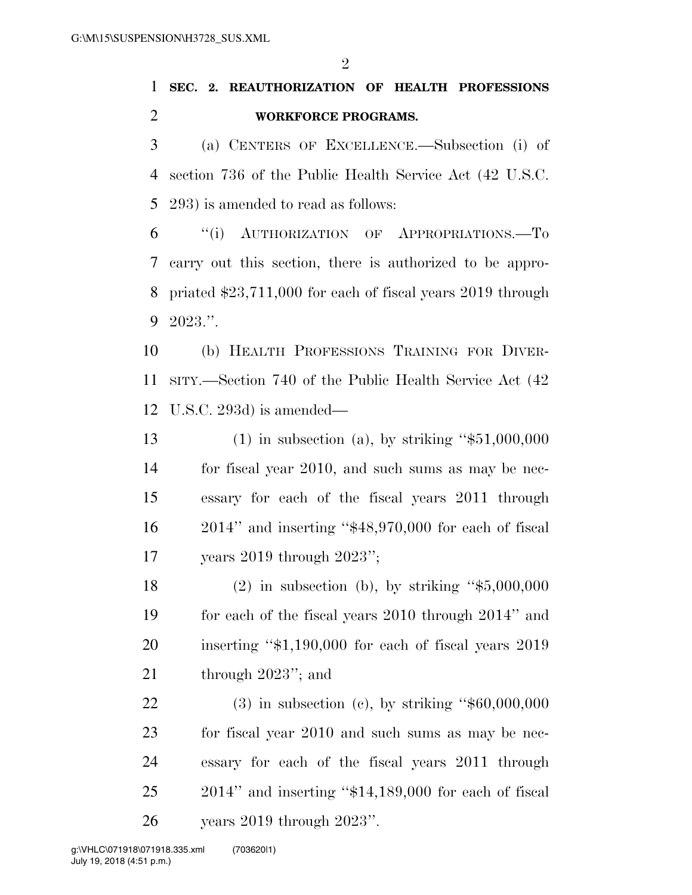**SEC. 2. REAUTHORIZATION OF HEALTH PROFESSIONS WORKFORCE PROGRAMS.**

(a) CENTERS OF EXCELLENCE.—Subsection (i) of section 736 of the Public Health Service Act (42 U.S.C. 293) is amended to read as follows:

"(i) AUTHORIZATION OF APPROPRIATIONS.—To carry out this section, there is authorized to be appropriated $23,711,000 for each of fiscal years 2019 through 2023.".

(b) HEALTH PROFESSIONS TRAINING FOR DIVERSITY.—Section 740 of the Public Health Service Act (42 U.S.C. 293d) is amended—

(1) in subsection (a), by striking "$51,000,000 for fiscal year 2010, and such sums as may be necessary for each of the fiscal years 2011 through 2014" and inserting "$48,970,000 for each of fiscal years 2019 through 2023";

(2) in subsection (b), by striking "$5,000,000 for each of the fiscal years 2010 through 2014" and inserting "$1,190,000 for each of fiscal years 2019 through 2023"; and

(3) in subsection (c), by striking "$60,000,000 for fiscal year 2010 and such sums as may be necessary for each of the fiscal years 2011 through 2014" and inserting "$14,189,000 for each of fiscal years 2019 through 2023".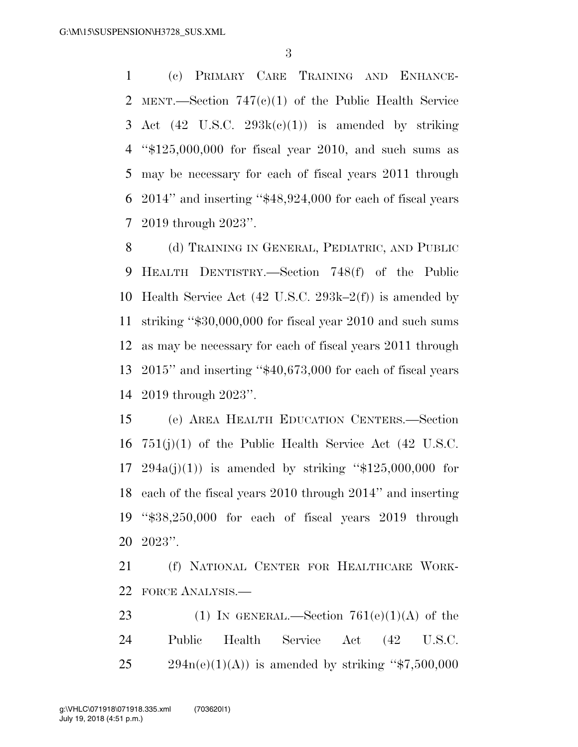(c) PRIMARY CARE TRAINING AND ENHANCEMENT.—Section 747(c)(1) of the Public Health Service Act (42 U.S.C. 293k(c)(1)) is amended by striking "$125,000,000 for fiscal year 2010, and such sums as may be necessary for each of fiscal years 2011 through 2014" and inserting "$48,924,000 for each of fiscal years 2019 through 2023".

(d) TRAINING IN GENERAL, PEDIATRIC, AND PUBLIC HEALTH DENTISTRY.—Section 748(f) of the Public Health Service Act (42 U.S.C. 293k–2(f)) is amended by striking "$30,000,000 for fiscal year 2010 and such sums as may be necessary for each of fiscal years 2011 through 2015" and inserting "$40,673,000 for each of fiscal years 2019 through 2023".

(e) AREA HEALTH EDUCATION CENTERS.—Section 751(j)(1) of the Public Health Service Act (42 U.S.C. 294a(j)(1)) is amended by striking "$125,000,000 for each of the fiscal years 2010 through 2014" and inserting "$38,250,000 for each of fiscal years 2019 through 2023".

(f) NATIONAL CENTER FOR HEALTHCARE WORKFORCE ANALYSIS.—

(1) IN GENERAL.—Section 761(e)(1)(A) of the Public Health Service Act (42 U.S.C. 294n(e)(1)(A)) is amended by striking "$7,500,000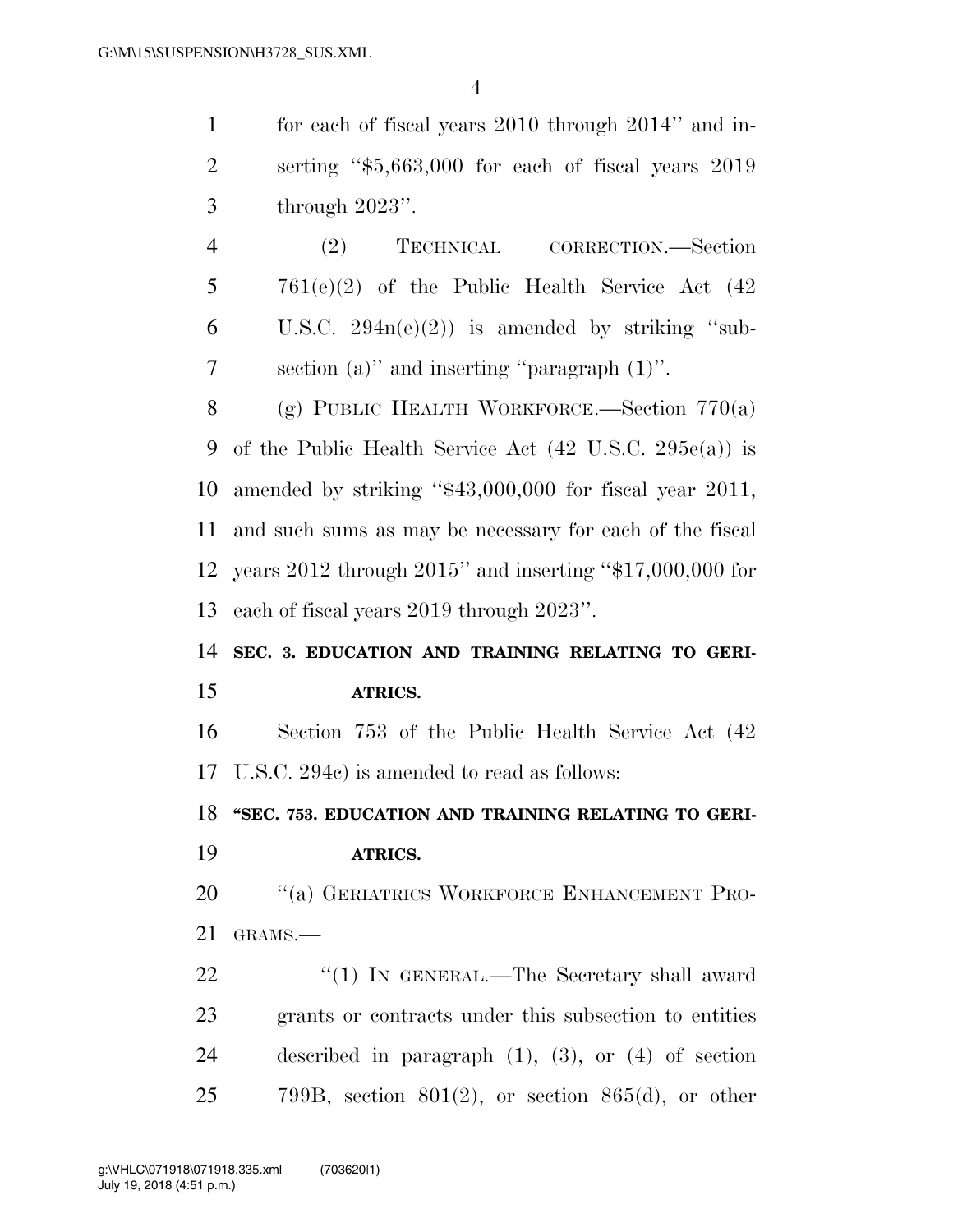for each of fiscal years 2010 through 2014'' and inserting ''$5,663,000 for each of fiscal years 2019 through 2023''.

(2) TECHNICAL CORRECTION.—Section 761(e)(2) of the Public Health Service Act (42 U.S.C. 294n(e)(2)) is amended by striking ''subsection (a)'' and inserting ''paragraph (1)''.

(g) PUBLIC HEALTH WORKFORCE.—Section 770(a) of the Public Health Service Act (42 U.S.C. 295e(a)) is amended by striking ''$43,000,000 for fiscal year 2011, and such sums as may be necessary for each of the fiscal years 2012 through 2015'' and inserting ''$17,000,000 for each of fiscal years 2019 through 2023''.

**SEC. 3. EDUCATION AND TRAINING RELATING TO GERIATRICS.**

Section 753 of the Public Health Service Act (42 U.S.C. 294c) is amended to read as follows:

**''SEC. 753. EDUCATION AND TRAINING RELATING TO GERIATRICS.**

''(a) GERIATRICS WORKFORCE ENHANCEMENT PROGRAMS.—

''(1) IN GENERAL.—The Secretary shall award grants or contracts under this subsection to entities described in paragraph (1), (3), or (4) of section 799B, section 801(2), or section 865(d), or other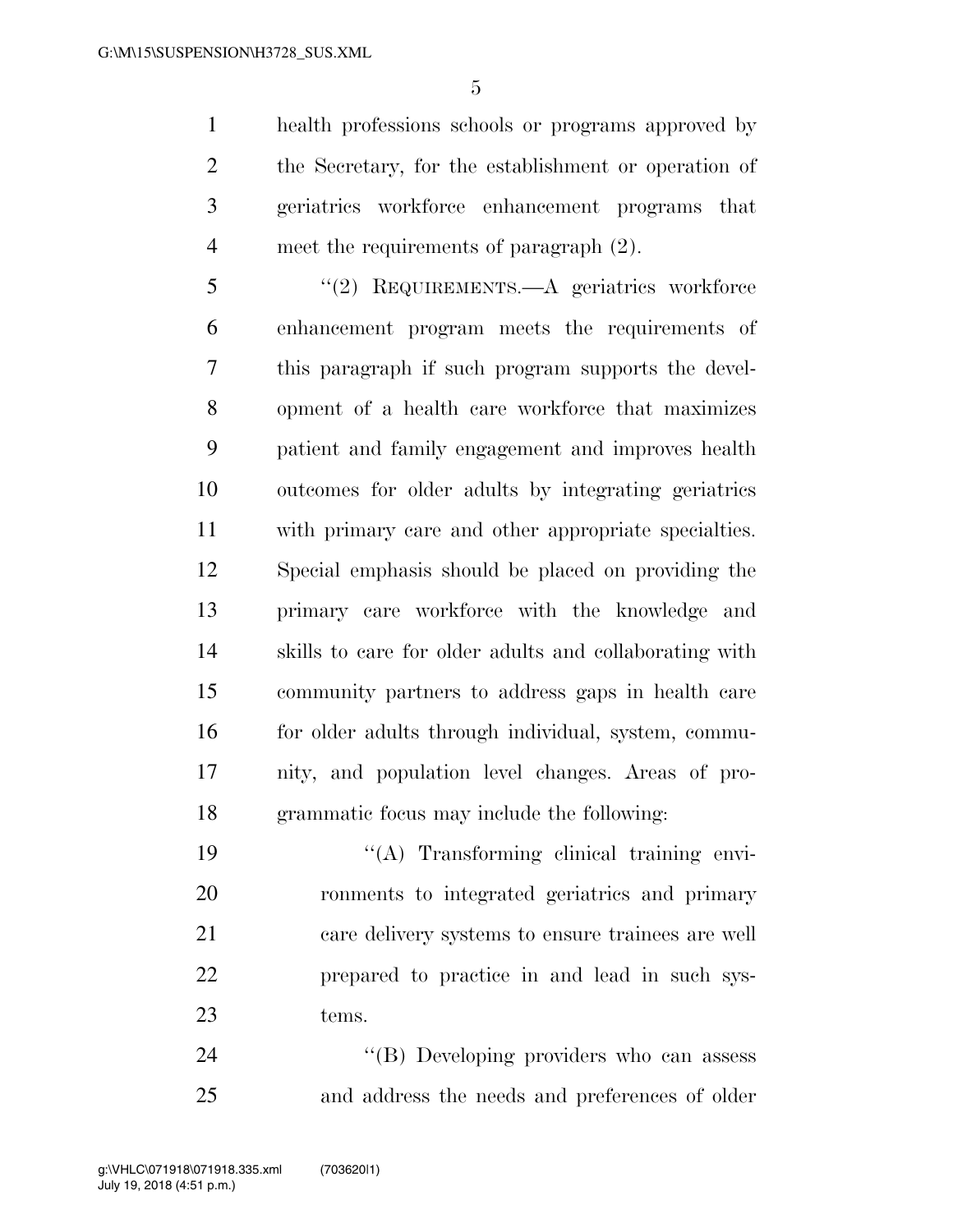health professions schools or programs approved by the Secretary, for the establishment or operation of geriatrics workforce enhancement programs that meet the requirements of paragraph (2).

"(2) REQUIREMENTS.—A geriatrics workforce enhancement program meets the requirements of this paragraph if such program supports the development of a health care workforce that maximizes patient and family engagement and improves health outcomes for older adults by integrating geriatrics with primary care and other appropriate specialties. Special emphasis should be placed on providing the primary care workforce with the knowledge and skills to care for older adults and collaborating with community partners to address gaps in health care for older adults through individual, system, community, and population level changes. Areas of programmatic focus may include the following:

"(A) Transforming clinical training environments to integrated geriatrics and primary care delivery systems to ensure trainees are well prepared to practice in and lead in such systems.

"(B) Developing providers who can assess and address the needs and preferences of older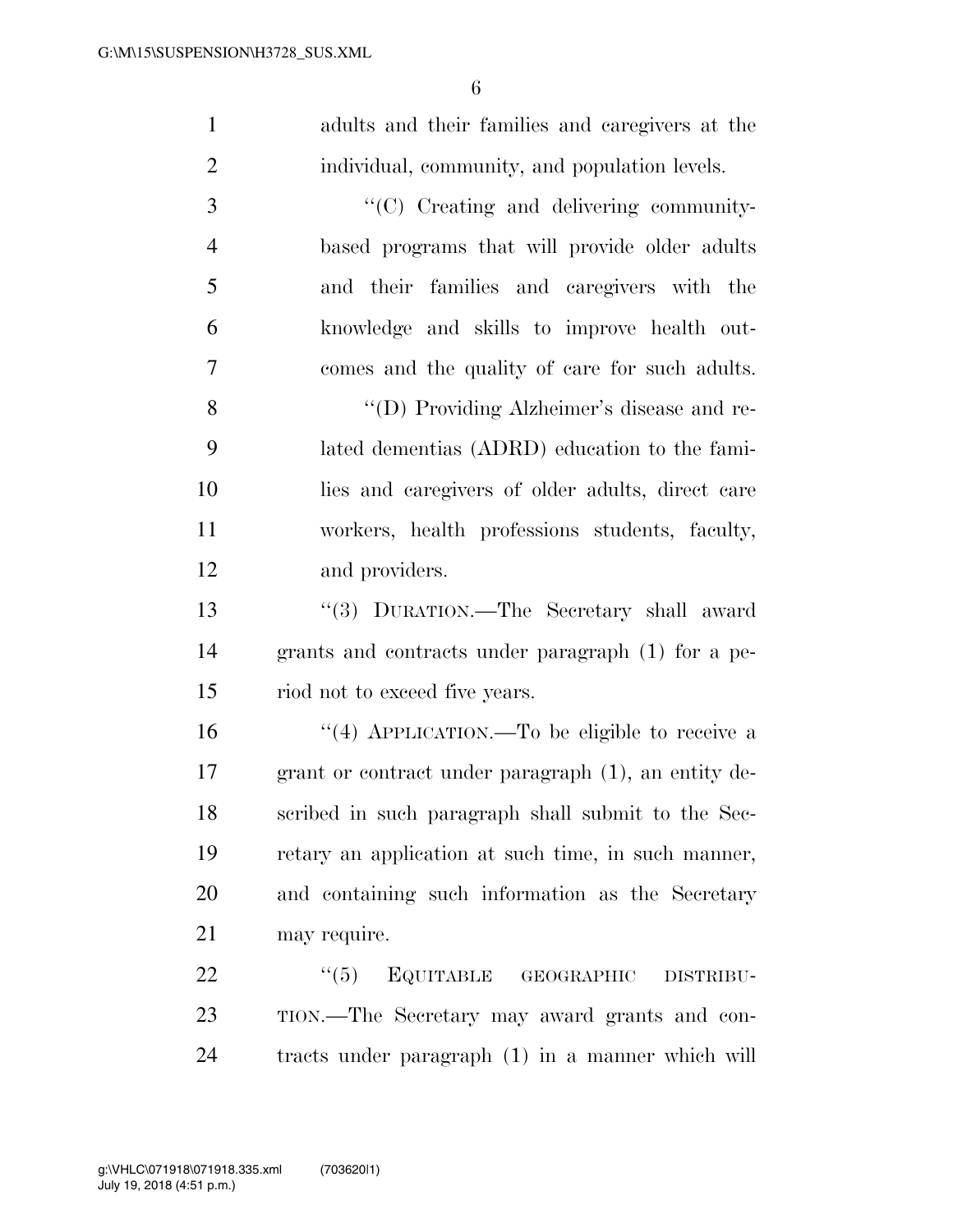adults and their families and caregivers at the individual, community, and population levels.

"(C) Creating and delivering community-based programs that will provide older adults and their families and caregivers with the knowledge and skills to improve health outcomes and the quality of care for such adults.

"(D) Providing Alzheimer's disease and related dementias (ADRD) education to the families and caregivers of older adults, direct care workers, health professions students, faculty, and providers.

"(3) DURATION.—The Secretary shall award grants and contracts under paragraph (1) for a period not to exceed five years.

"(4) APPLICATION.—To be eligible to receive a grant or contract under paragraph (1), an entity described in such paragraph shall submit to the Secretary an application at such time, in such manner, and containing such information as the Secretary may require.

"(5) EQUITABLE GEOGRAPHIC DISTRIBUTION.—The Secretary may award grants and contracts under paragraph (1) in a manner which will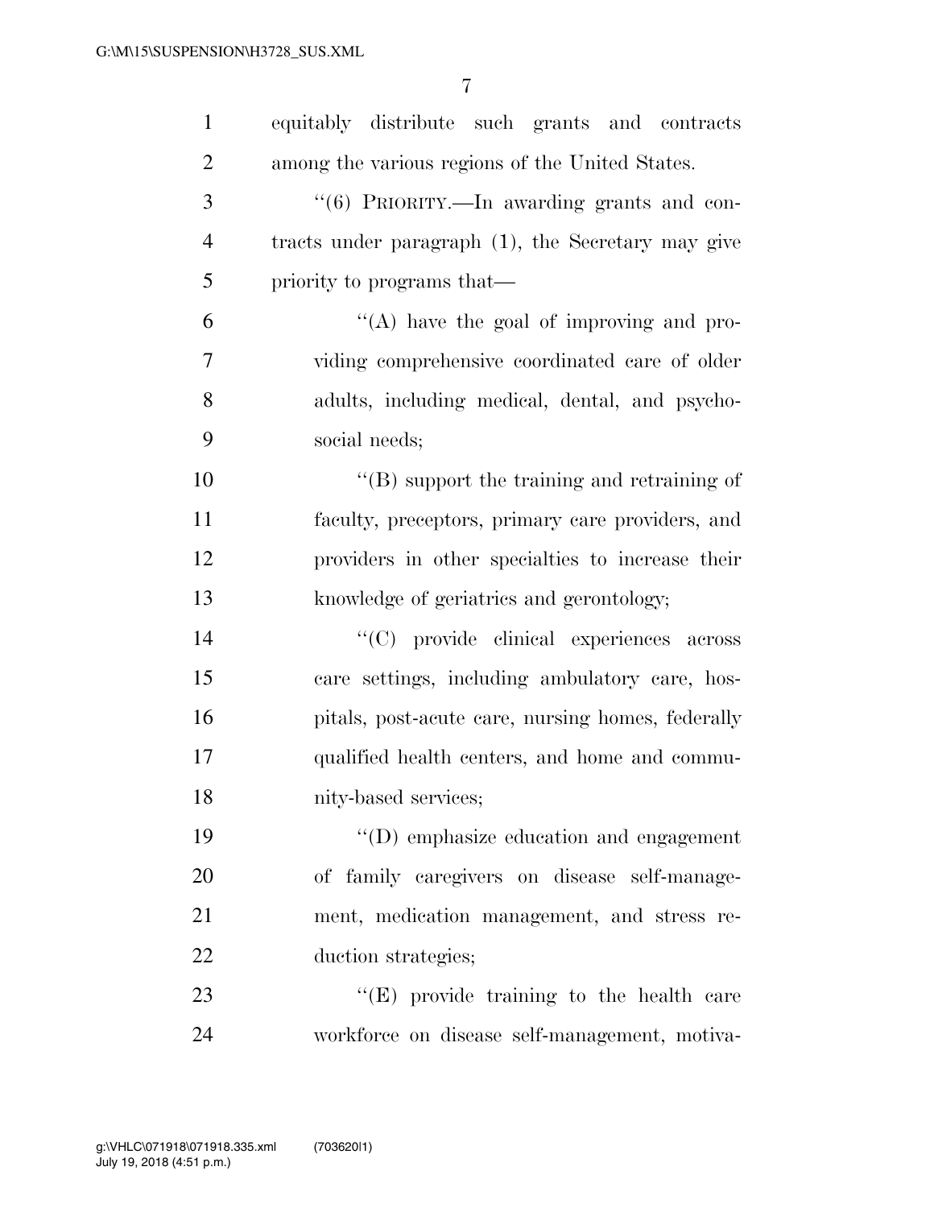equitably distribute such grants and contracts among the various regions of the United States.

"(6) PRIORITY.—In awarding grants and contracts under paragraph (1), the Secretary may give priority to programs that—

"(A) have the goal of improving and providing comprehensive coordinated care of older adults, including medical, dental, and psychosocial needs;

"(B) support the training and retraining of faculty, preceptors, primary care providers, and providers in other specialties to increase their knowledge of geriatrics and gerontology;

"(C) provide clinical experiences across care settings, including ambulatory care, hospitals, post-acute care, nursing homes, federally qualified health centers, and home and community-based services;

"(D) emphasize education and engagement of family caregivers on disease self-management, medication management, and stress reduction strategies;

"(E) provide training to the health care workforce on disease self-management, motiva-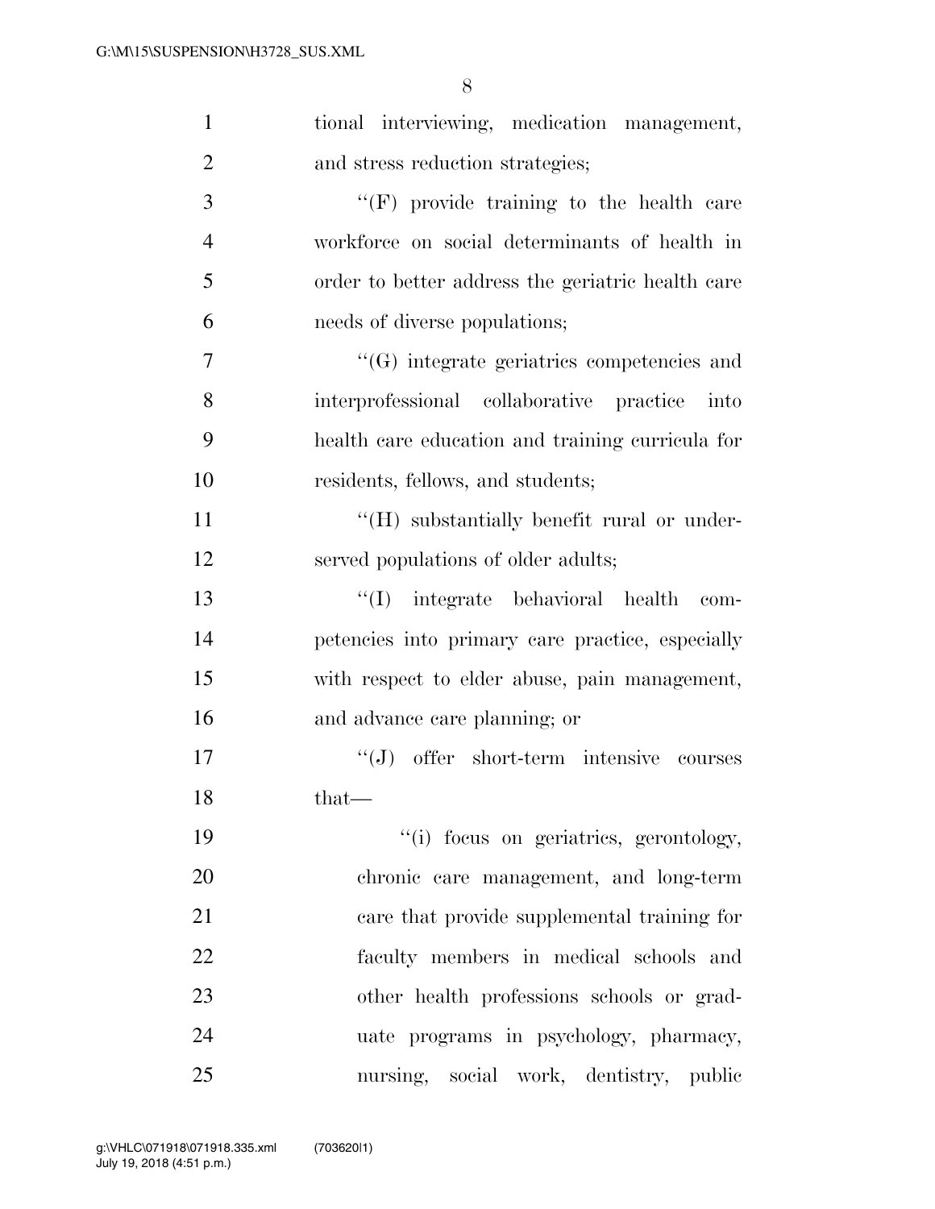tional interviewing, medication management, and stress reduction strategies;

"(F) provide training to the health care workforce on social determinants of health in order to better address the geriatric health care needs of diverse populations;

"(G) integrate geriatrics competencies and interprofessional collaborative practice into health care education and training curricula for residents, fellows, and students;

"(H) substantially benefit rural or underserved populations of older adults;

"(I) integrate behavioral health competencies into primary care practice, especially with respect to elder abuse, pain management, and advance care planning; or

"(J) offer short-term intensive courses that—

"(i) focus on geriatrics, gerontology, chronic care management, and long-term care that provide supplemental training for faculty members in medical schools and other health professions schools or graduate programs in psychology, pharmacy, nursing, social work, dentistry, public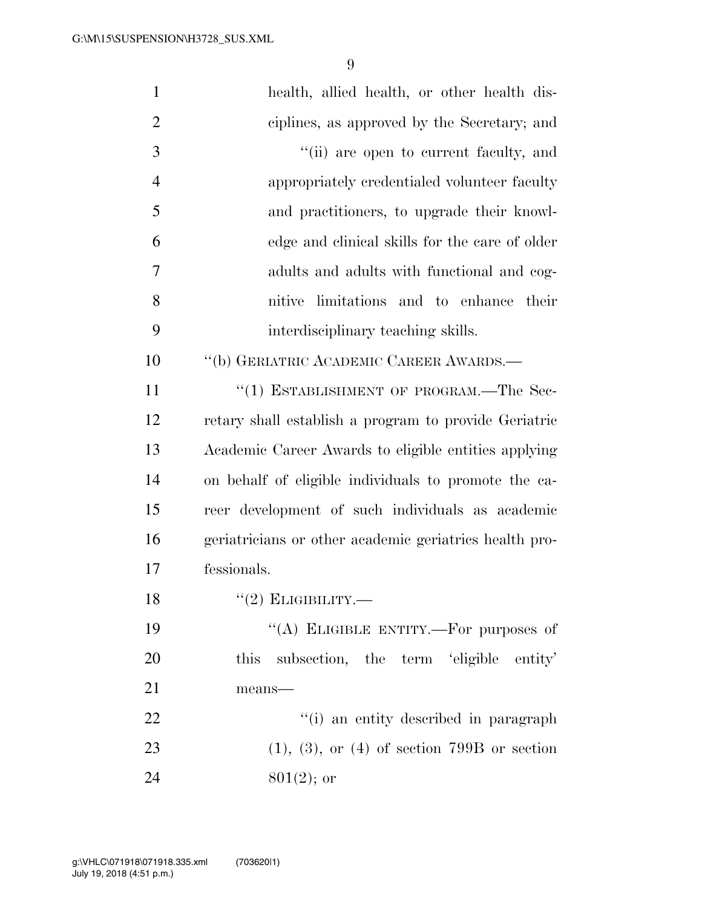health, allied health, or other health disciplines, as approved by the Secretary; and

"(ii) are open to current faculty, and appropriately credentialed volunteer faculty and practitioners, to upgrade their knowledge and clinical skills for the care of older adults and adults with functional and cognitive limitations and to enhance their interdisciplinary teaching skills.

"(b) GERIATRIC ACADEMIC CAREER AWARDS.—

"(1) ESTABLISHMENT OF PROGRAM.—The Secretary shall establish a program to provide Geriatric Academic Career Awards to eligible entities applying on behalf of eligible individuals to promote the career development of such individuals as academic geriatricians or other academic geriatrics health professionals.

"(2) ELIGIBILITY.—

"(A) ELIGIBLE ENTITY.—For purposes of this subsection, the term 'eligible entity' means—

"(i) an entity described in paragraph (1), (3), or (4) of section 799B or section 801(2); or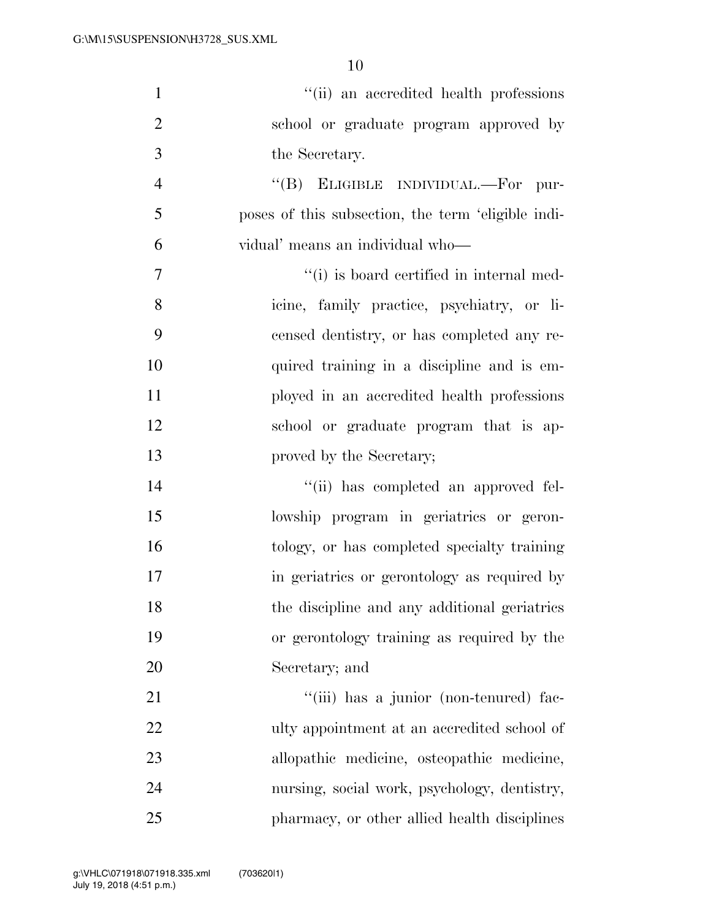''(ii) an accredited health professions school or graduate program approved by the Secretary.

''(B) ELIGIBLE INDIVIDUAL.—For purposes of this subsection, the term 'eligible individual' means an individual who—

''(i) is board certified in internal medicine, family practice, psychiatry, or licensed dentistry, or has completed any required training in a discipline and is employed in an accredited health professions school or graduate program that is approved by the Secretary;

''(ii) has completed an approved fellowship program in geriatrics or gerontology, or has completed specialty training in geriatrics or gerontology as required by the discipline and any additional geriatrics or gerontology training as required by the Secretary; and

''(iii) has a junior (non-tenured) faculty appointment at an accredited school of allopathic medicine, osteopathic medicine, nursing, social work, psychology, dentistry, pharmacy, or other allied health disciplines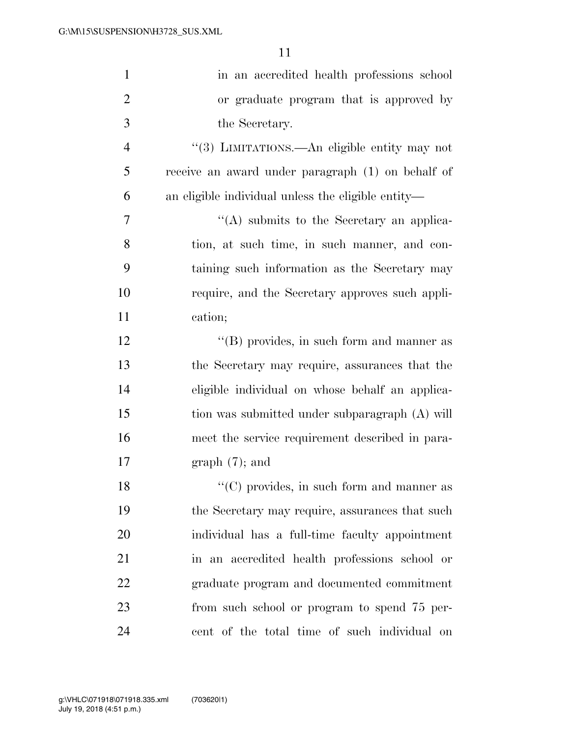in an accredited health professions school or graduate program that is approved by the Secretary.

''(3) LIMITATIONS.—An eligible entity may not receive an award under paragraph (1) on behalf of an eligible individual unless the eligible entity—

''(A) submits to the Secretary an application, at such time, in such manner, and containing such information as the Secretary may require, and the Secretary approves such application;

''(B) provides, in such form and manner as the Secretary may require, assurances that the eligible individual on whose behalf an application was submitted under subparagraph (A) will meet the service requirement described in paragraph (7); and

''(C) provides, in such form and manner as the Secretary may require, assurances that such individual has a full-time faculty appointment in an accredited health professions school or graduate program and documented commitment from such school or program to spend 75 percent of the total time of such individual on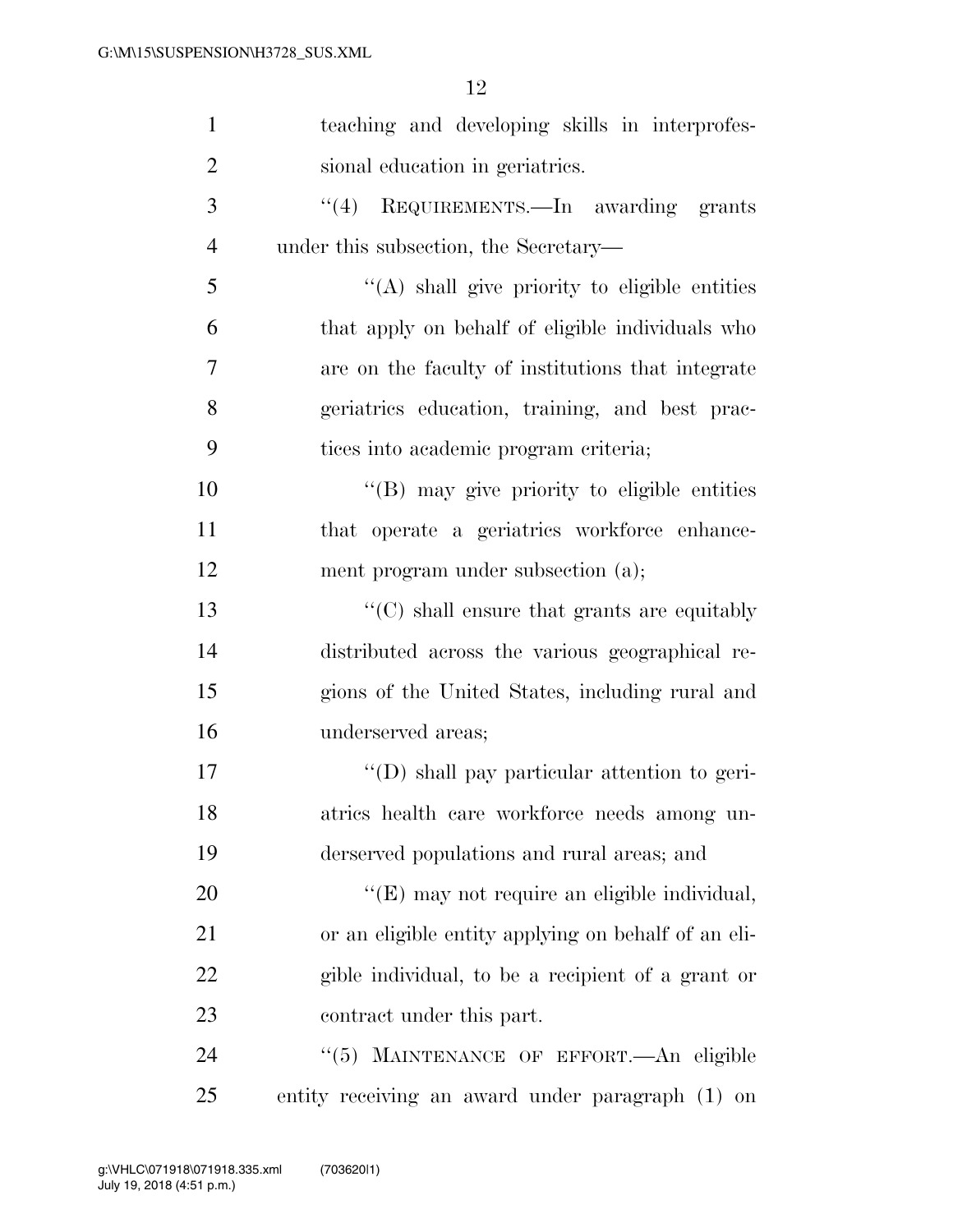teaching and developing skills in interprofessional education in geriatrics.

"(4) REQUIREMENTS.—In awarding grants under this subsection, the Secretary—

"(A) shall give priority to eligible entities that apply on behalf of eligible individuals who are on the faculty of institutions that integrate geriatrics education, training, and best practices into academic program criteria;

"(B) may give priority to eligible entities that operate a geriatrics workforce enhancement program under subsection (a);

"(C) shall ensure that grants are equitably distributed across the various geographical regions of the United States, including rural and underserved areas;

"(D) shall pay particular attention to geriatrics health care workforce needs among underserved populations and rural areas; and

"(E) may not require an eligible individual, or an eligible entity applying on behalf of an eligible individual, to be a recipient of a grant or contract under this part.

"(5) MAINTENANCE OF EFFORT.—An eligible entity receiving an award under paragraph (1) on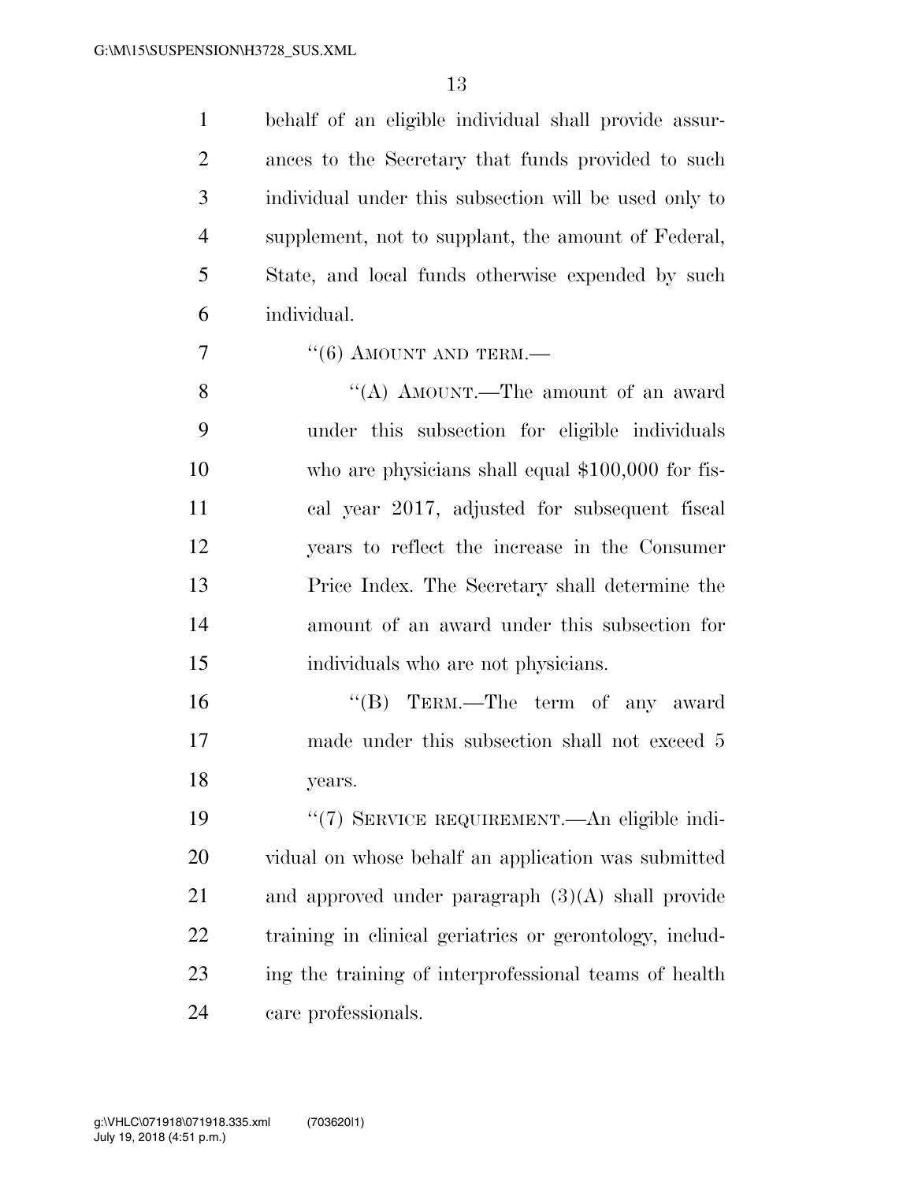behalf of an eligible individual shall provide assurances to the Secretary that funds provided to such individual under this subsection will be used only to supplement, not to supplant, the amount of Federal, State, and local funds otherwise expended by such individual.

"(6) AMOUNT AND TERM.—

"(A) AMOUNT.—The amount of an award under this subsection for eligible individuals who are physicians shall equal $100,000 for fiscal year 2017, adjusted for subsequent fiscal years to reflect the increase in the Consumer Price Index. The Secretary shall determine the amount of an award under this subsection for individuals who are not physicians.

"(B) TERM.—The term of any award made under this subsection shall not exceed 5 years.

"(7) SERVICE REQUIREMENT.—An eligible individual on whose behalf an application was submitted and approved under paragraph (3)(A) shall provide training in clinical geriatrics or gerontology, including the training of interprofessional teams of health care professionals.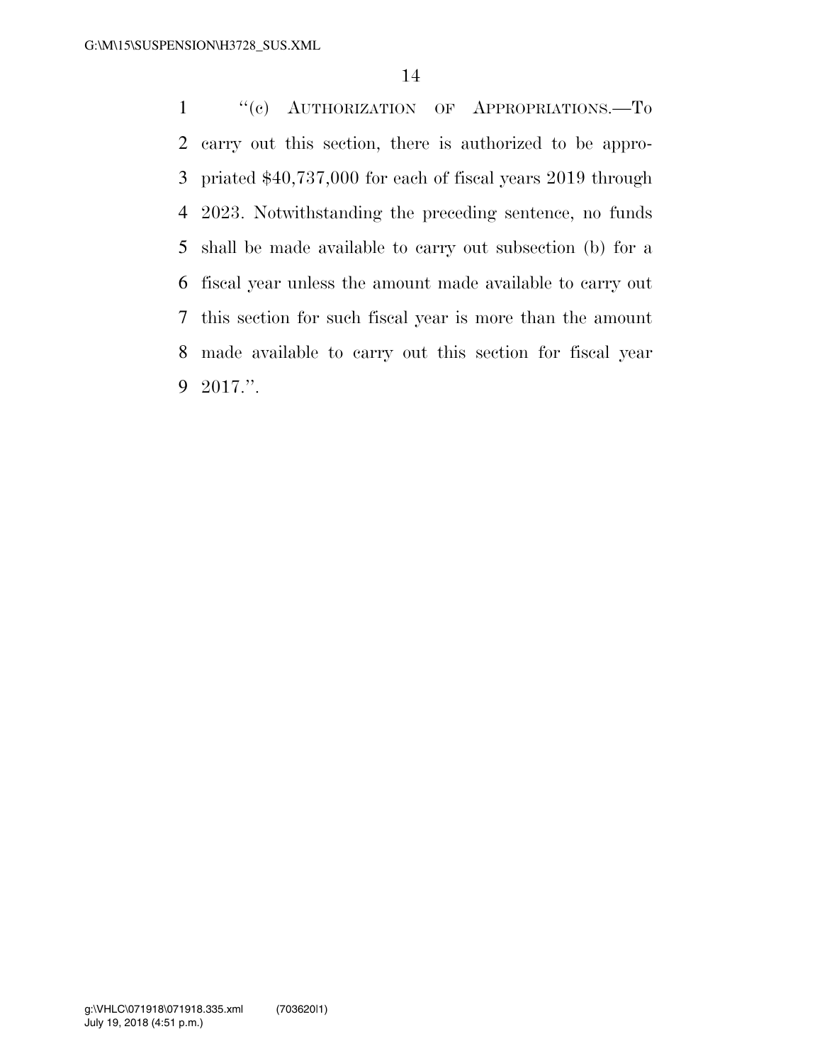"(c) AUTHORIZATION OF APPROPRIATIONS.—To carry out this section, there is authorized to be appropriated $40,737,000 for each of fiscal years 2019 through 2023. Notwithstanding the preceding sentence, no funds shall be made available to carry out subsection (b) for a fiscal year unless the amount made available to carry out this section for such fiscal year is more than the amount made available to carry out this section for fiscal year 2017.".